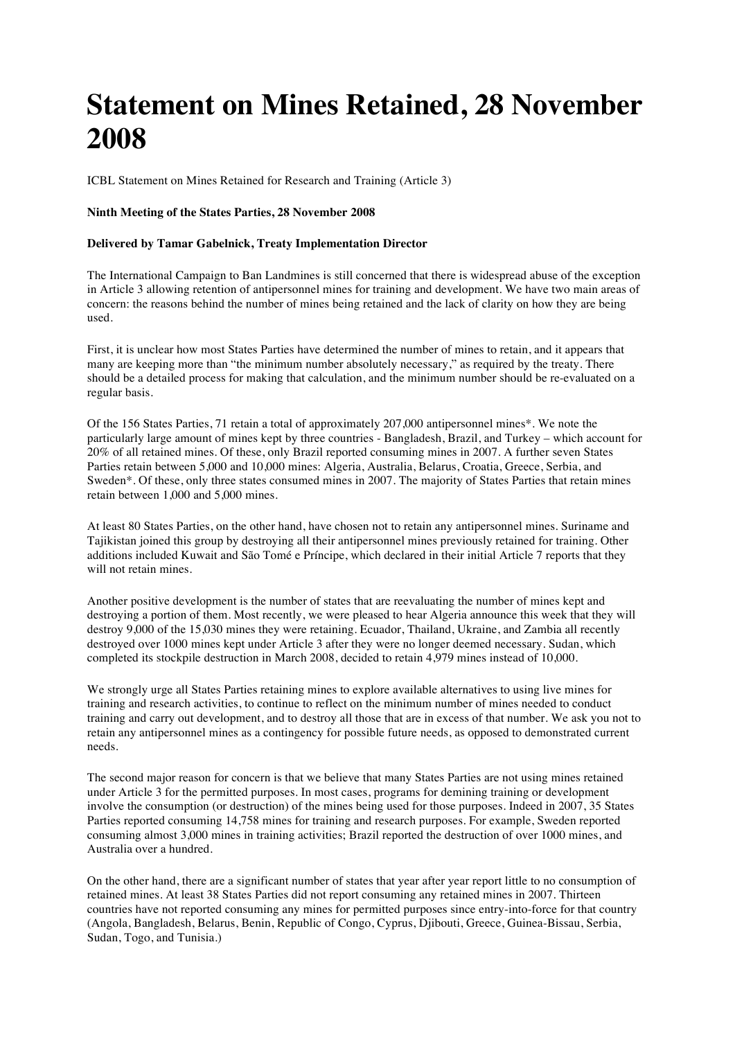# Statement on Mines Retained, 28 November 2008

ICBL Statement on Mines Retained for Research and Training (Article 3)

**Ninth Meeting of the States Parties, 28 November 2008**

**Delivered by Tamar Gabelnick, Treaty Implementation Director**

The International Campaign to Ban Landmines is still concerned that there is widespread abuse of the exception in Article 3 allowing retention of antipersonnel mines for training and development. We have two main areas of concern: the reasons behind the number of mines being retained and the lack of clarity on how they are being used.

First, it is unclear how most States Parties have determined the number of mines to retain, and it appears that many are keeping more than "the minimum number absolutely necessary," as required by the treaty. There should be a detailed process for making that calculation, and the minimum number should be re-evaluated on a regular basis.

Of the 156 States Parties, 71 retain a total of approximately 207,000 antipersonnel mines*. We note the particularly large amount of mines kept by three countries - Bangladesh, Brazil, and Turkey – which account for 20% of all retained mines. Of these, only Brazil reported consuming mines in 2007. A further seven States Parties retain between 5,000 and 10,000 mines: Algeria, Australia, Belarus, Croatia, Greece, Serbia, and Sweden*. Of these, only three states consumed mines in 2007. The majority of States Parties that retain mines retain between 1,000 and 5,000 mines.

At least 80 States Parties, on the other hand, have chosen not to retain any antipersonnel mines. Suriname and Tajikistan joined this group by destroying all their antipersonnel mines previously retained for training. Other additions included Kuwait and São Tomé e Príncipe, which declared in their initial Article 7 reports that they will not retain mines.

Another positive development is the number of states that are reevaluating the number of mines kept and destroying a portion of them. Most recently, we were pleased to hear Algeria announce this week that they will destroy 9,000 of the 15,030 mines they were retaining. Ecuador, Thailand, Ukraine, and Zambia all recently destroyed over 1000 mines kept under Article 3 after they were no longer deemed necessary. Sudan, which completed its stockpile destruction in March 2008, decided to retain 4,979 mines instead of 10,000.

We strongly urge all States Parties retaining mines to explore available alternatives to using live mines for training and research activities, to continue to reflect on the minimum number of mines needed to conduct training and carry out development, and to destroy all those that are in excess of that number. We ask you not to retain any antipersonnel mines as a contingency for possible future needs, as opposed to demonstrated current needs.

The second major reason for concern is that we believe that many States Parties are not using mines retained under Article 3 for the permitted purposes. In most cases, programs for demining training or development involve the consumption (or destruction) of the mines being used for those purposes. Indeed in 2007, 35 States Parties reported consuming 14,758 mines for training and research purposes. For example, Sweden reported consuming almost 3,000 mines in training activities; Brazil reported the destruction of over 1000 mines, and Australia over a hundred.

On the other hand, there are a significant number of states that year after year report little to no consumption of retained mines. At least 38 States Parties did not report consuming any retained mines in 2007. Thirteen countries have not reported consuming any mines for permitted purposes since entry-into-force for that country (Angola, Bangladesh, Belarus, Benin, Republic of Congo, Cyprus, Djibouti, Greece, Guinea-Bissau, Serbia, Sudan, Togo, and Tunisia.)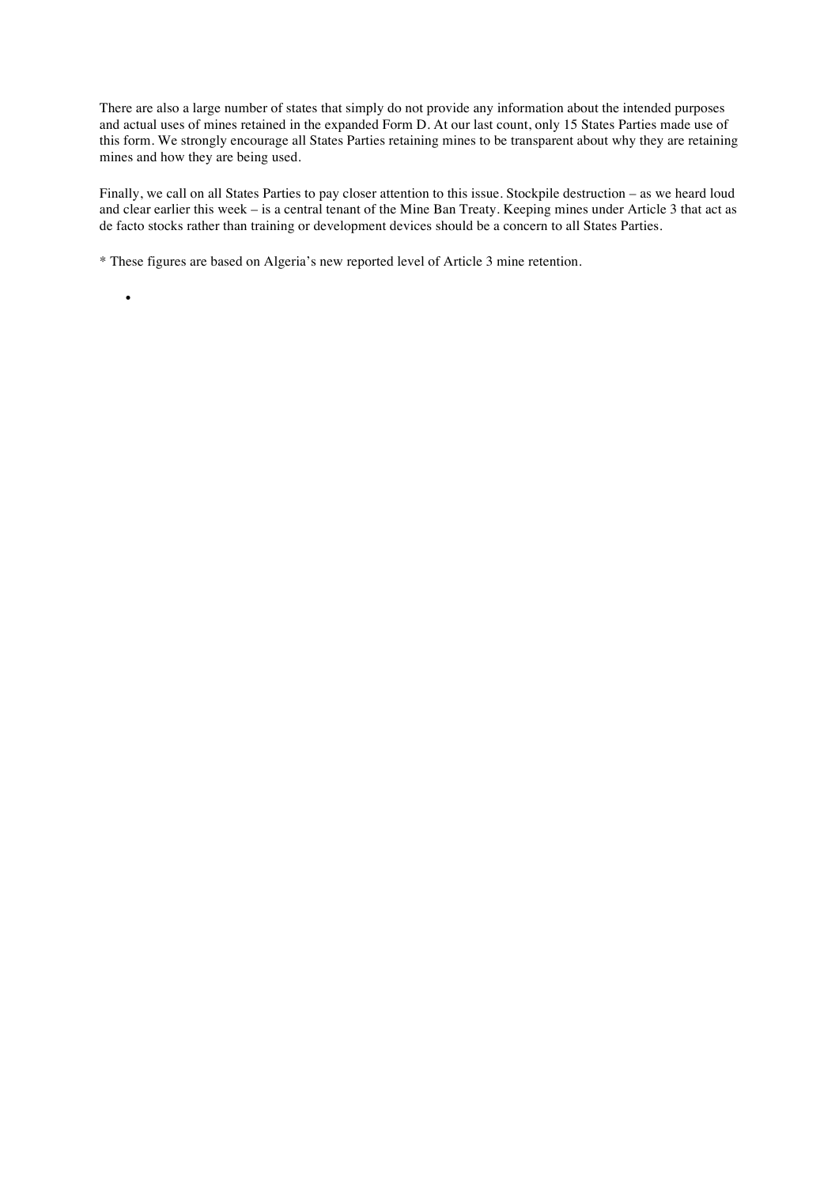There are also a large number of states that simply do not provide any information about the intended purposes and actual uses of mines retained in the expanded Form D. At our last count, only 15 States Parties made use of this form. We strongly encourage all States Parties retaining mines to be transparent about why they are retaining mines and how they are being used.

Finally, we call on all States Parties to pay closer attention to this issue. Stockpile destruction – as we heard loud and clear earlier this week – is a central tenant of the Mine Ban Treaty. Keeping mines under Article 3 that act as de facto stocks rather than training or development devices should be a concern to all States Parties.

* These figures are based on Algeria's new reported level of Article 3 mine retention.